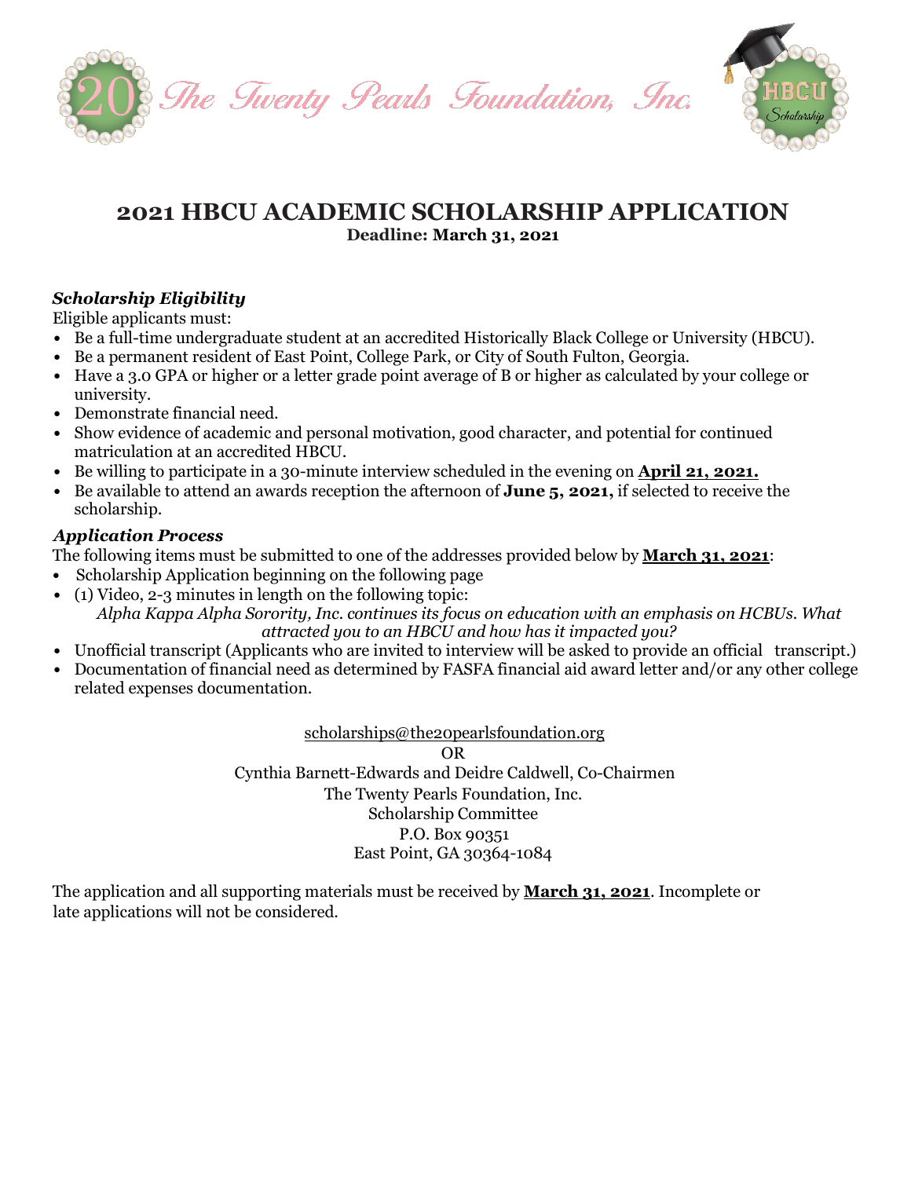The Twenty Pearls Foundation, Inc.

# 2021 HBCU ACADEMIC SCHOLARSHIP APPLICATION

**Deadline: March 31, 2021**

### *Scholarship Eligibility*

Eligible applicants must:

- Be a full-time undergraduate student at an accredited Historically Black College or University (HBCU).
- Be a permanent resident of East Point, College Park, or City of South Fulton, Georgia.
- Have a 3.0 GPA or higher or a letter grade point average of B or higher as calculated by your college or university.
- Demonstrate financial need.
- Show evidence of academic and personal motivation, good character, and potential for continued matriculation at an accredited HBCU.
- Be willing to participate in a 30-minute interview scheduled in the evening on **April 21, 2021.**
- Be available to attend an awards reception the afternoon of **June 5, 2021,** if selected to receive the scholarship.

### *Application Process*

The following items must be submitted to one of the addresses provided below by **March 31, 2021**:

- Scholarship Application beginning on the following page
- (1) Video, 2-3 minutes in length on the following topic:
  *Alpha Kappa Alpha Sorority, Inc. continues its focus on education with an emphasis on HCBUs. What attracted you to an HBCU and how has it impacted you?*
- Unofficial transcript (Applicants who are invited to interview will be asked to provide an official transcript.)
- Documentation of financial need as determined by FASFA financial aid award letter and/or any other college related expenses documentation.

scholarships@the20pearlsfoundation.org

OR

Cynthia Barnett-Edwards and Deidre Caldwell, Co-Chairmen
The Twenty Pearls Foundation, Inc.
Scholarship Committee
P.O. Box 90351
East Point, GA 30364-1084

The application and all supporting materials must be received by **March 31, 2021**. Incomplete or late applications will not be considered.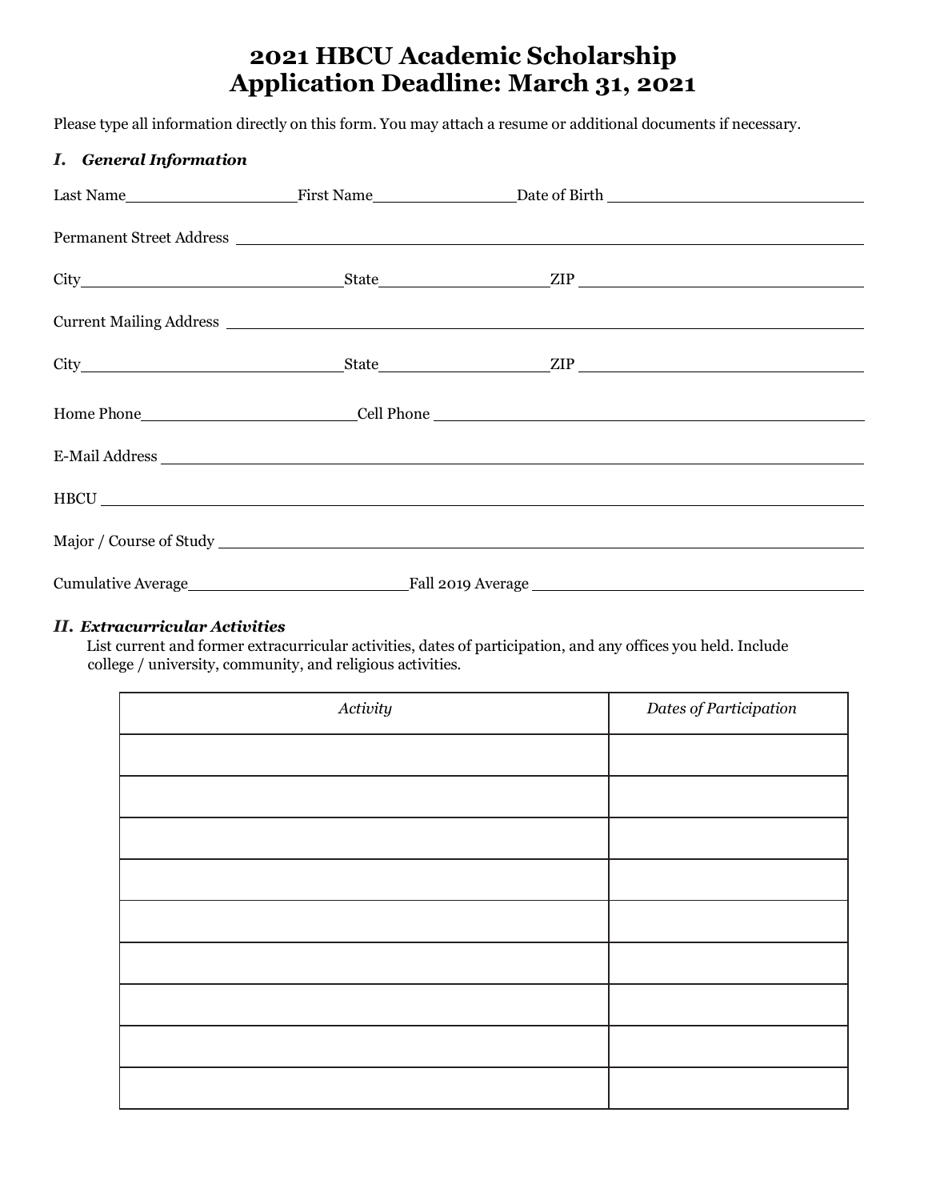# 2021 HBCU Academic Scholarship
# Application Deadline: March 31, 2021

Please type all information directly on this form. You may attach a resume or additional documents if necessary.

### *I. General Information*

Last Name\_\_\_\_\_\_\_\_\_\_\_\_\_\_\_\_\_\_\_\_ First Name\_\_\_\_\_\_\_\_\_\_\_\_\_\_\_\_\_\_\_\_ Date of Birth \_\_\_\_\_\_\_\_\_\_\_\_\_\_\_\_\_\_\_\_

Permanent Street Address \_\_\_\_\_\_\_\_\_\_\_\_\_\_\_\_\_\_\_\_\_\_\_\_\_\_\_\_\_\_\_\_\_\_\_\_\_\_\_\_

City\_\_\_\_\_\_\_\_\_\_\_\_\_\_\_\_\_\_\_\_ State\_\_\_\_\_\_\_\_\_\_\_\_\_\_\_\_\_\_\_\_ ZIP \_\_\_\_\_\_\_\_\_\_\_\_\_\_\_\_\_\_\_\_

Current Mailing Address \_\_\_\_\_\_\_\_\_\_\_\_\_\_\_\_\_\_\_\_\_\_\_\_\_\_\_\_\_\_\_\_\_\_\_\_\_\_\_\_

City\_\_\_\_\_\_\_\_\_\_\_\_\_\_\_\_\_\_\_\_ State\_\_\_\_\_\_\_\_\_\_\_\_\_\_\_\_\_\_\_\_ ZIP \_\_\_\_\_\_\_\_\_\_\_\_\_\_\_\_\_\_\_\_

Home Phone\_\_\_\_\_\_\_\_\_\_\_\_\_\_\_\_\_\_\_\_ Cell Phone \_\_\_\_\_\_\_\_\_\_\_\_\_\_\_\_\_\_\_\_

E-Mail Address \_\_\_\_\_\_\_\_\_\_\_\_\_\_\_\_\_\_\_\_\_\_\_\_\_\_\_\_\_\_\_\_\_\_\_\_\_\_\_\_

HBCU \_\_\_\_\_\_\_\_\_\_\_\_\_\_\_\_\_\_\_\_\_\_\_\_\_\_\_\_\_\_\_\_\_\_\_\_\_\_\_\_

Major / Course of Study \_\_\_\_\_\_\_\_\_\_\_\_\_\_\_\_\_\_\_\_\_\_\_\_\_\_\_\_\_\_\_\_\_\_\_\_\_\_\_\_

Cumulative Average\_\_\_\_\_\_\_\_\_\_\_\_\_\_\_\_\_\_\_\_ Fall 2019 Average \_\_\_\_\_\_\_\_\_\_\_\_\_\_\_\_\_\_\_\_

### *II. Extracurricular Activities*

List current and former extracurricular activities, dates of participation, and any offices you held. Include college / university, community, and religious activities.

| *Activity* | *Dates of Participation* |
|---|---|
| | |
| | |
| | |
| | |
| | |
| | |
| | |
| | |
| | |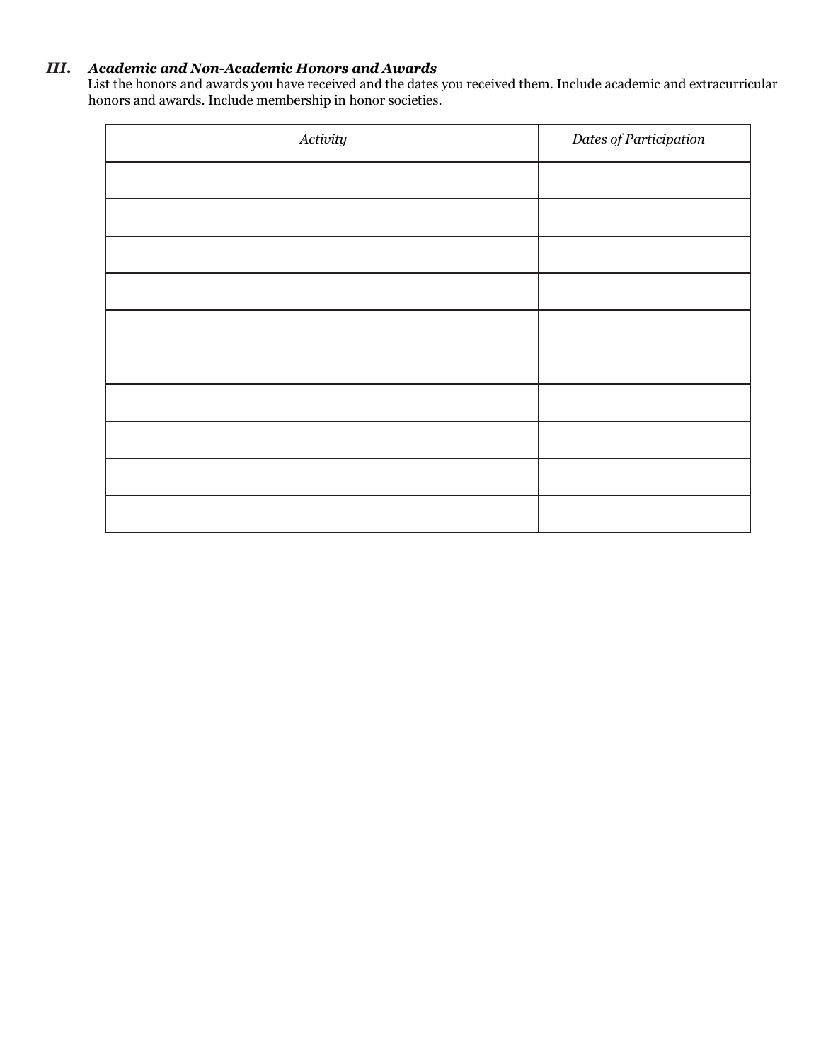### III. *Academic and Non-Academic Honors and Awards*

List the honors and awards you have received and the dates you received them. Include academic and extracurricular honors and awards. Include membership in honor societies.

| *Activity* | *Dates of Participation* |
|---|---|
| | |
| | |
| | |
| | |
| | |
| | |
| | |
| | |
| | |
| | |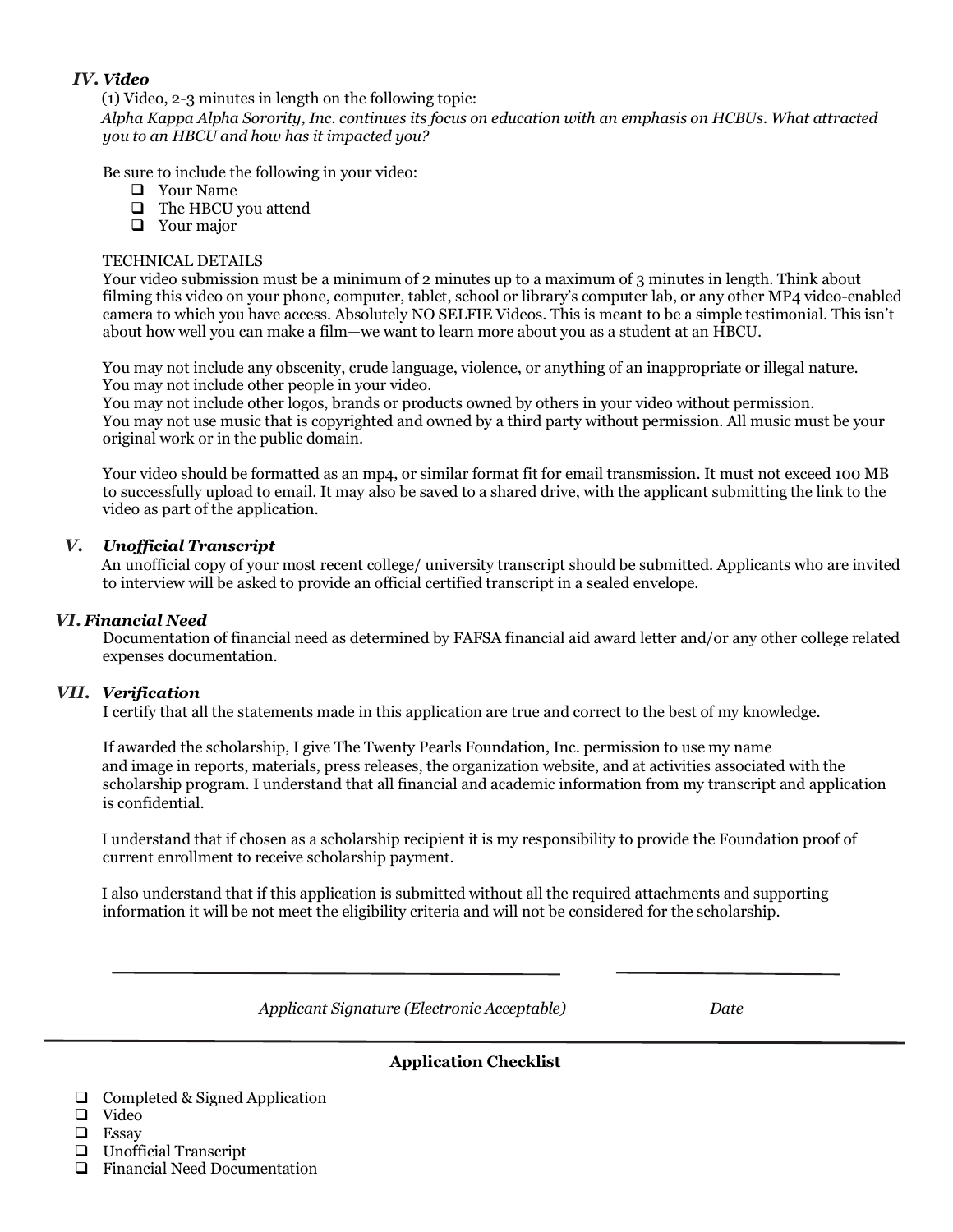### *IV. Video*

(1) Video, 2-3 minutes in length on the following topic:

*Alpha Kappa Alpha Sorority, Inc. continues its focus on education with an emphasis on HCBUs. What attracted you to an HBCU and how has it impacted you?*

Be sure to include the following in your video:

- ❑ Your Name
- ❑ The HBCU you attend
- ❑ Your major

TECHNICAL DETAILS

Your video submission must be a minimum of 2 minutes up to a maximum of 3 minutes in length. Think about filming this video on your phone, computer, tablet, school or library's computer lab, or any other MP4 video-enabled camera to which you have access. Absolutely NO SELFIE Videos. This is meant to be a simple testimonial. This isn't about how well you can make a film—we want to learn more about you as a student at an HBCU.

You may not include any obscenity, crude language, violence, or anything of an inappropriate or illegal nature.
You may not include other people in your video.
You may not include other logos, brands or products owned by others in your video without permission.
You may not use music that is copyrighted and owned by a third party without permission. All music must be your original work or in the public domain.

Your video should be formatted as an mp4, or similar format fit for email transmission. It must not exceed 100 MB to successfully upload to email. It may also be saved to a shared drive, with the applicant submitting the link to the video as part of the application.

### *V. Unofficial Transcript*

An unofficial copy of your most recent college/ university transcript should be submitted. Applicants who are invited to interview will be asked to provide an official certified transcript in a sealed envelope.

### *VI. Financial Need*

Documentation of financial need as determined by FAFSA financial aid award letter and/or any other college related expenses documentation.

### *VII. Verification*

I certify that all the statements made in this application are true and correct to the best of my knowledge.

If awarded the scholarship, I give The Twenty Pearls Foundation, Inc. permission to use my name and image in reports, materials, press releases, the organization website, and at activities associated with the scholarship program. I understand that all financial and academic information from my transcript and application is confidential.

I understand that if chosen as a scholarship recipient it is my responsibility to provide the Foundation proof of current enrollment to receive scholarship payment.

I also understand that if this application is submitted without all the required attachments and supporting information it will be not meet the eligibility criteria and will not be considered for the scholarship.

\_\_\_\_\_\_\_\_\_\_\_\_\_\_\_\_\_\_\_\_\_\_\_\_\_\_\_\_\_\_\_\_\_\_\_\_\_\_ \_\_\_\_\_\_\_\_\_\_\_\_\_\_\_\_\_\_\_\_

*Applicant Signature (Electronic Acceptable)* *Date*

---

**Application Checklist**

- ❑ Completed & Signed Application
- ❑ Video
- ❑ Essay
- ❑ Unofficial Transcript
- ❑ Financial Need Documentation